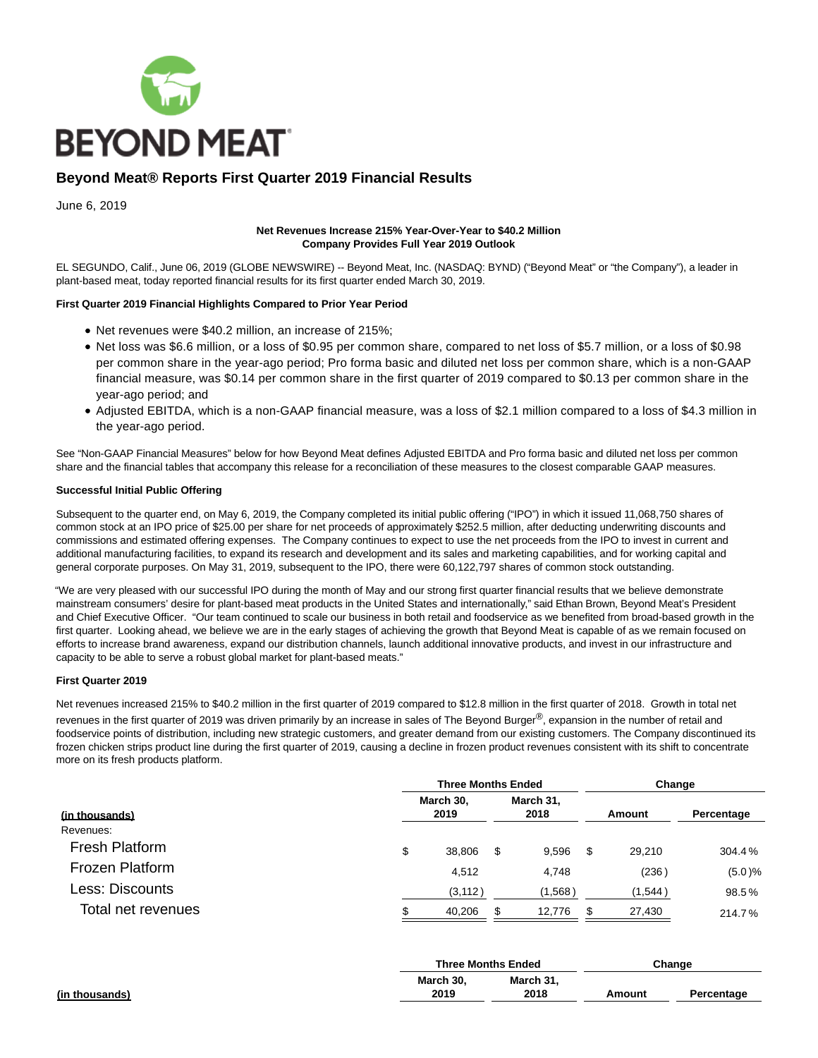BEYOND MEAT

# Beyond Meat® Reports First Quarter 2019 Financial Results

June 6, 2019

**Net Revenues Increase 215% Year-Over-Year to $40.2 Million**
**Company Provides Full Year 2019 Outlook**

EL SEGUNDO, Calif., June 06, 2019 (GLOBE NEWSWIRE) -- Beyond Meat, Inc. (NASDAQ: BYND) ("Beyond Meat" or "the Company"), a leader in plant-based meat, today reported financial results for its first quarter ended March 30, 2019.

**First Quarter 2019 Financial Highlights Compared to Prior Year Period**

- Net revenues were $40.2 million, an increase of 215%;
- Net loss was $6.6 million, or a loss of $0.95 per common share, compared to net loss of $5.7 million, or a loss of $0.98 per common share in the year-ago period; Pro forma basic and diluted net loss per common share, which is a non-GAAP financial measure, was $0.14 per common share in the first quarter of 2019 compared to $0.13 per common share in the year-ago period; and
- Adjusted EBITDA, which is a non-GAAP financial measure, was a loss of $2.1 million compared to a loss of $4.3 million in the year-ago period.

See "Non-GAAP Financial Measures" below for how Beyond Meat defines Adjusted EBITDA and Pro forma basic and diluted net loss per common share and the financial tables that accompany this release for a reconciliation of these measures to the closest comparable GAAP measures.

**Successful Initial Public Offering**

Subsequent to the quarter end, on May 6, 2019, the Company completed its initial public offering ("IPO") in which it issued 11,068,750 shares of common stock at an IPO price of $25.00 per share for net proceeds of approximately $252.5 million, after deducting underwriting discounts and commissions and estimated offering expenses. The Company continues to expect to use the net proceeds from the IPO to invest in current and additional manufacturing facilities, to expand its research and development and its sales and marketing capabilities, and for working capital and general corporate purposes. On May 31, 2019, subsequent to the IPO, there were 60,122,797 shares of common stock outstanding.

"We are very pleased with our successful IPO during the month of May and our strong first quarter financial results that we believe demonstrate mainstream consumers' desire for plant-based meat products in the United States and internationally," said Ethan Brown, Beyond Meat's President and Chief Executive Officer. "Our team continued to scale our business in both retail and foodservice as we benefited from broad-based growth in the first quarter. Looking ahead, we believe we are in the early stages of achieving the growth that Beyond Meat is capable of as we remain focused on efforts to increase brand awareness, expand our distribution channels, launch additional innovative products, and invest in our infrastructure and capacity to be able to serve a robust global market for plant-based meats."

**First Quarter 2019**

Net revenues increased 215% to $40.2 million in the first quarter of 2019 compared to $12.8 million in the first quarter of 2018. Growth in total net revenues in the first quarter of 2019 was driven primarily by an increase in sales of The Beyond Burger®, expansion in the number of retail and foodservice points of distribution, including new strategic customers, and greater demand from our existing customers. The Company discontinued its frozen chicken strips product line during the first quarter of 2019, causing a decline in frozen product revenues consistent with its shift to concentrate more on its fresh products platform.

| | Three Months Ended | | Change | |
|---|---|---|---|---|
| (in thousands) | March 30, 2019 | March 31, 2018 | Amount | Percentage |
| Revenues: | | | | |
| Fresh Platform | $ 38,806 | $ 9,596 | $ 29,210 | 304.4 % |
| Frozen Platform | 4,512 | 4,748 | (236 ) | (5.0 )% |
| Less: Discounts | (3,112 ) | (1,568 ) | (1,544 ) | 98.5 % |
| Total net revenues | $ 40,206 | $ 12,776 | $ 27,430 | 214.7 % |

| | Three Months Ended | | Change | |
|---|---|---|---|---|
| (in thousands) | March 30, 2019 | March 31, 2018 | Amount | Percentage |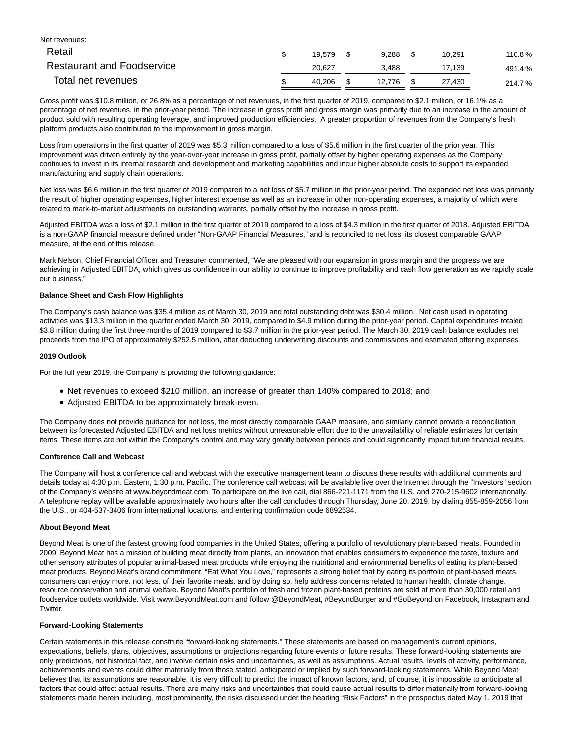| | | | | |
|---|---|---|---|---|
| Net revenues: | | | | |
| Retail | $ 19,579 | $ 9,288 | $ 10,291 | 110.8 % |
| Restaurant and Foodservice | 20,627 | 3,488 | 17,139 | 491.4 % |
| Total net revenues | $ 40,206 | $ 12,776 | $ 27,430 | 214.7 % |

Gross profit was $10.8 million, or 26.8% as a percentage of net revenues, in the first quarter of 2019, compared to $2.1 million, or 16.1% as a percentage of net revenues, in the prior-year period. The increase in gross profit and gross margin was primarily due to an increase in the amount of product sold with resulting operating leverage, and improved production efficiencies. A greater proportion of revenues from the Company's fresh platform products also contributed to the improvement in gross margin.

Loss from operations in the first quarter of 2019 was $5.3 million compared to a loss of $5.6 million in the first quarter of the prior year. This improvement was driven entirely by the year-over-year increase in gross profit, partially offset by higher operating expenses as the Company continues to invest in its internal research and development and marketing capabilities and incur higher absolute costs to support its expanded manufacturing and supply chain operations.

Net loss was $6.6 million in the first quarter of 2019 compared to a net loss of $5.7 million in the prior-year period. The expanded net loss was primarily the result of higher operating expenses, higher interest expense as well as an increase in other non-operating expenses, a majority of which were related to mark-to-market adjustments on outstanding warrants, partially offset by the increase in gross profit.

Adjusted EBITDA was a loss of $2.1 million in the first quarter of 2019 compared to a loss of $4.3 million in the first quarter of 2018. Adjusted EBITDA is a non-GAAP financial measure defined under "Non-GAAP Financial Measures," and is reconciled to net loss, its closest comparable GAAP measure, at the end of this release.

Mark Nelson, Chief Financial Officer and Treasurer commented, "We are pleased with our expansion in gross margin and the progress we are achieving in Adjusted EBITDA, which gives us confidence in our ability to continue to improve profitability and cash flow generation as we rapidly scale our business."

**Balance Sheet and Cash Flow Highlights**

The Company's cash balance was $35.4 million as of March 30, 2019 and total outstanding debt was $30.4 million. Net cash used in operating activities was $13.3 million in the quarter ended March 30, 2019, compared to $4.9 million during the prior-year period. Capital expenditures totaled $3.8 million during the first three months of 2019 compared to $3.7 million in the prior-year period. The March 30, 2019 cash balance excludes net proceeds from the IPO of approximately $252.5 million, after deducting underwriting discounts and commissions and estimated offering expenses.

**2019 Outlook**

For the full year 2019, the Company is providing the following guidance:

- Net revenues to exceed $210 million, an increase of greater than 140% compared to 2018; and
- Adjusted EBITDA to be approximately break-even.

The Company does not provide guidance for net loss, the most directly comparable GAAP measure, and similarly cannot provide a reconciliation between its forecasted Adjusted EBITDA and net loss metrics without unreasonable effort due to the unavailability of reliable estimates for certain items. These items are not within the Company's control and may vary greatly between periods and could significantly impact future financial results.

**Conference Call and Webcast**

The Company will host a conference call and webcast with the executive management team to discuss these results with additional comments and details today at 4:30 p.m. Eastern, 1:30 p.m. Pacific. The conference call webcast will be available live over the Internet through the "Investors" section of the Company's website at www.beyondmeat.com. To participate on the live call, dial 866-221-1171 from the U.S. and 270-215-9602 internationally. A telephone replay will be available approximately two hours after the call concludes through Thursday, June 20, 2019, by dialing 855-859-2056 from the U.S., or 404-537-3406 from international locations, and entering confirmation code 6892534.

**About Beyond Meat**

Beyond Meat is one of the fastest growing food companies in the United States, offering a portfolio of revolutionary plant-based meats. Founded in 2009, Beyond Meat has a mission of building meat directly from plants, an innovation that enables consumers to experience the taste, texture and other sensory attributes of popular animal-based meat products while enjoying the nutritional and environmental benefits of eating its plant-based meat products. Beyond Meat's brand commitment, "Eat What You Love," represents a strong belief that by eating its portfolio of plant-based meats, consumers can enjoy more, not less, of their favorite meals, and by doing so, help address concerns related to human health, climate change, resource conservation and animal welfare. Beyond Meat's portfolio of fresh and frozen plant-based proteins are sold at more than 30,000 retail and foodservice outlets worldwide. Visit www.BeyondMeat.com and follow @BeyondMeat, #BeyondBurger and #GoBeyond on Facebook, Instagram and Twitter.

**Forward-Looking Statements**

Certain statements in this release constitute "forward-looking statements." These statements are based on management's current opinions, expectations, beliefs, plans, objectives, assumptions or projections regarding future events or future results. These forward-looking statements are only predictions, not historical fact, and involve certain risks and uncertainties, as well as assumptions. Actual results, levels of activity, performance, achievements and events could differ materially from those stated, anticipated or implied by such forward-looking statements. While Beyond Meat believes that its assumptions are reasonable, it is very difficult to predict the impact of known factors, and, of course, it is impossible to anticipate all factors that could affect actual results. There are many risks and uncertainties that could cause actual results to differ materially from forward-looking statements made herein including, most prominently, the risks discussed under the heading "Risk Factors" in the prospectus dated May 1, 2019 that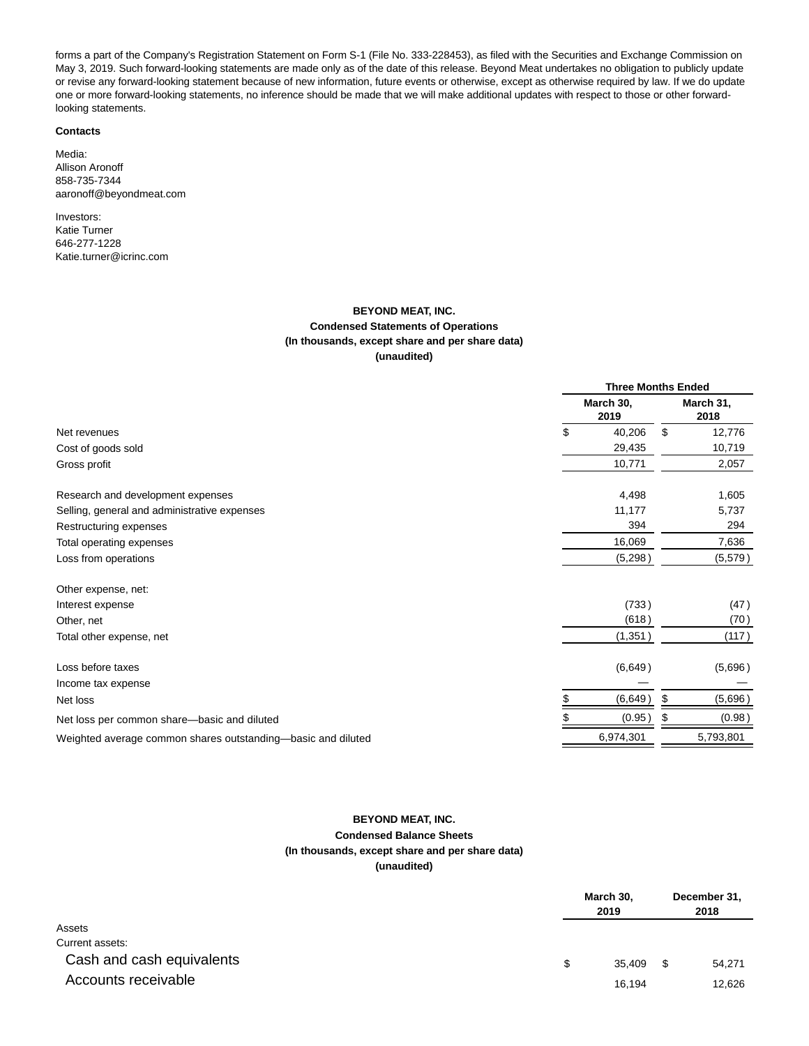forms a part of the Company's Registration Statement on Form S-1 (File No. 333-228453), as filed with the Securities and Exchange Commission on May 3, 2019. Such forward-looking statements are made only as of the date of this release. Beyond Meat undertakes no obligation to publicly update or revise any forward-looking statement because of new information, future events or otherwise, except as otherwise required by law. If we do update one or more forward-looking statements, no inference should be made that we will make additional updates with respect to those or other forward-looking statements.

**Contacts**

Media:
Allison Aronoff
858-735-7344
aaronoff@beyondmeat.com

Investors:
Katie Turner
646-277-1228
Katie.turner@icrinc.com

**BEYOND MEAT, INC.**
**Condensed Statements of Operations**
**(In thousands, except share and per share data)**
**(unaudited)**

| | Three Months Ended | |
|---|---|---|
| | March 30, 2019 | March 31, 2018 |
| Net revenues | $ 40,206 | $ 12,776 |
| Cost of goods sold | 29,435 | 10,719 |
| Gross profit | 10,771 | 2,057 |
| Research and development expenses | 4,498 | 1,605 |
| Selling, general and administrative expenses | 11,177 | 5,737 |
| Restructuring expenses | 394 | 294 |
| Total operating expenses | 16,069 | 7,636 |
| Loss from operations | (5,298) | (5,579) |
| Other expense, net: | | |
| Interest expense | (733) | (47) |
| Other, net | (618) | (70) |
| Total other expense, net | (1,351) | (117) |
| Loss before taxes | (6,649) | (5,696) |
| Income tax expense | — | — |
| Net loss | $ (6,649) | $ (5,696) |
| Net loss per common share—basic and diluted | $ (0.95) | $ (0.98) |
| Weighted average common shares outstanding—basic and diluted | 6,974,301 | 5,793,801 |

**BEYOND MEAT, INC.**
**Condensed Balance Sheets**
**(In thousands, except share and per share data)**
**(unaudited)**

| | March 30, 2019 | December 31, 2018 |
|---|---|---|
| Assets | | |
| Current assets: | | |
| Cash and cash equivalents | $ 35,409 | $ 54,271 |
| Accounts receivable | 16,194 | 12,626 |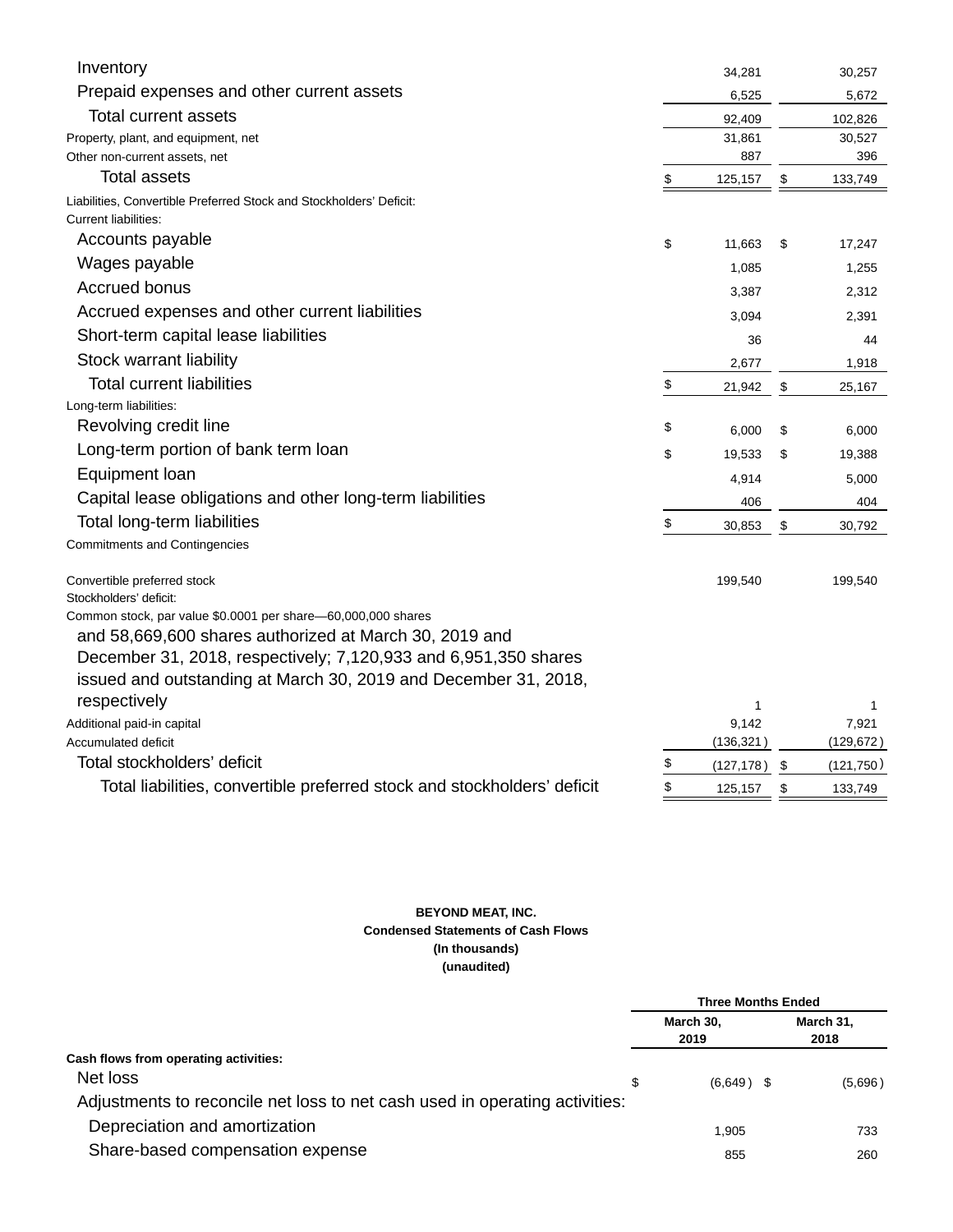| | | |
|---|---|---|
| Inventory | 34,281 | 30,257 |
| Prepaid expenses and other current assets | 6,525 | 5,672 |
| Total current assets | 92,409 | 102,826 |
| Property, plant, and equipment, net | 31,861 | 30,527 |
| Other non-current assets, net | 887 | 396 |
| Total assets | $ 125,157 | $ 133,749 |
| Liabilities, Convertible Preferred Stock and Stockholders' Deficit: | | |
| Current liabilities: | | |
| Accounts payable | $ 11,663 | $ 17,247 |
| Wages payable | 1,085 | 1,255 |
| Accrued bonus | 3,387 | 2,312 |
| Accrued expenses and other current liabilities | 3,094 | 2,391 |
| Short-term capital lease liabilities | 36 | 44 |
| Stock warrant liability | 2,677 | 1,918 |
| Total current liabilities | $ 21,942 | $ 25,167 |
| Long-term liabilities: | | |
| Revolving credit line | $ 6,000 | $ 6,000 |
| Long-term portion of bank term loan | $ 19,533 | $ 19,388 |
| Equipment loan | 4,914 | 5,000 |
| Capital lease obligations and other long-term liabilities | 406 | 404 |
| Total long-term liabilities | $ 30,853 | $ 30,792 |
| Commitments and Contingencies | | |
| Convertible preferred stock | 199,540 | 199,540 |
| Stockholders' deficit: | | |
| Common stock, par value $0.0001 per share—60,000,000 shares and 58,669,600 shares authorized at March 30, 2019 and December 31, 2018, respectively; 7,120,933 and 6,951,350 shares issued and outstanding at March 30, 2019 and December 31, 2018, respectively | 1 | 1 |
| Additional paid-in capital | 9,142 | 7,921 |
| Accumulated deficit | (136,321) | (129,672) |
| Total stockholders' deficit | $ (127,178) | $ (121,750) |
| Total liabilities, convertible preferred stock and stockholders' deficit | $ 125,157 | $ 133,749 |

**BEYOND MEAT, INC.**
**Condensed Statements of Cash Flows**
**(In thousands)**
**(unaudited)**

| | Three Months Ended | |
|---|---|---|
| | March 30, 2019 | March 31, 2018 |
| **Cash flows from operating activities:** | | |
| Net loss | $ (6,649) | $ (5,696) |
| Adjustments to reconcile net loss to net cash used in operating activities: | | |
| Depreciation and amortization | 1,905 | 733 |
| Share-based compensation expense | 855 | 260 |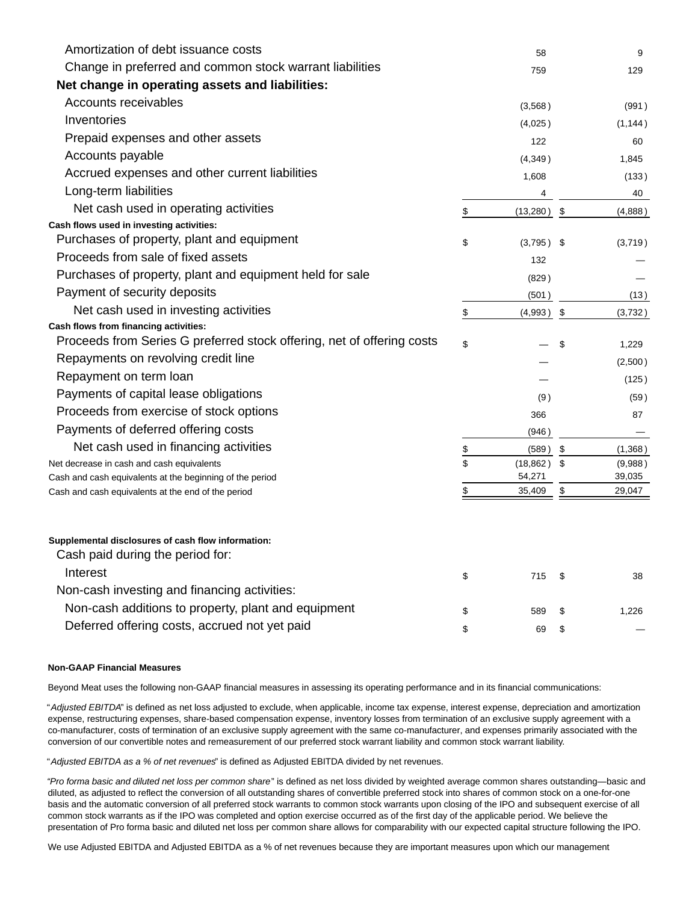| | | |
|---|---|---|
| Amortization of debt issuance costs | 58 | 9 |
| Change in preferred and common stock warrant liabilities | 759 | 129 |
| **Net change in operating assets and liabilities:** | | |
| Accounts receivables | (3,568) | (991) |
| Inventories | (4,025) | (1,144) |
| Prepaid expenses and other assets | 122 | 60 |
| Accounts payable | (4,349) | 1,845 |
| Accrued expenses and other current liabilities | 1,608 | (133) |
| Long-term liabilities | 4 | 40 |
| Net cash used in operating activities | $ (13,280) | $ (4,888) |
| **Cash flows used in investing activities:** | | |
| Purchases of property, plant and equipment | $ (3,795) | $ (3,719) |
| Proceeds from sale of fixed assets | 132 | — |
| Purchases of property, plant and equipment held for sale | (829) | — |
| Payment of security deposits | (501) | (13) |
| Net cash used in investing activities | $ (4,993) | $ (3,732) |
| **Cash flows from financing activities:** | | |
| Proceeds from Series G preferred stock offering, net of offering costs | $ — | $ 1,229 |
| Repayments on revolving credit line | — | (2,500) |
| Repayment on term loan | — | (125) |
| Payments of capital lease obligations | (9) | (59) |
| Proceeds from exercise of stock options | 366 | 87 |
| Payments of deferred offering costs | (946) | — |
| Net cash used in financing activities | $ (589) | $ (1,368) |
| Net decrease in cash and cash equivalents | $ (18,862) | $ (9,988) |
| Cash and cash equivalents at the beginning of the period | 54,271 | 39,035 |
| Cash and cash equivalents at the end of the period | $ 35,409 | $ 29,047 |
| | | |
| **Supplemental disclosures of cash flow information:** | | |
| Cash paid during the period for: | | |
| Interest | $ 715 | $ 38 |
| Non-cash investing and financing activities: | | |
| Non-cash additions to property, plant and equipment | $ 589 | $ 1,226 |
| Deferred offering costs, accrued not yet paid | $ 69 | $ — |

**Non-GAAP Financial Measures**

Beyond Meat uses the following non-GAAP financial measures in assessing its operating performance and in its financial communications:

"*Adjusted EBITDA*" is defined as net loss adjusted to exclude, when applicable, income tax expense, interest expense, depreciation and amortization expense, restructuring expenses, share-based compensation expense, inventory losses from termination of an exclusive supply agreement with a co-manufacturer, costs of termination of an exclusive supply agreement with the same co-manufacturer, and expenses primarily associated with the conversion of our convertible notes and remeasurement of our preferred stock warrant liability and common stock warrant liability.

"*Adjusted EBITDA as a % of net revenues*" is defined as Adjusted EBITDA divided by net revenues.

*"Pro forma basic and diluted net loss per common share"* is defined as net loss divided by weighted average common shares outstanding—basic and diluted, as adjusted to reflect the conversion of all outstanding shares of convertible preferred stock into shares of common stock on a one-for-one basis and the automatic conversion of all preferred stock warrants to common stock warrants upon closing of the IPO and subsequent exercise of all common stock warrants as if the IPO was completed and option exercise occurred as of the first day of the applicable period. We believe the presentation of Pro forma basic and diluted net loss per common share allows for comparability with our expected capital structure following the IPO.

We use Adjusted EBITDA and Adjusted EBITDA as a % of net revenues because they are important measures upon which our management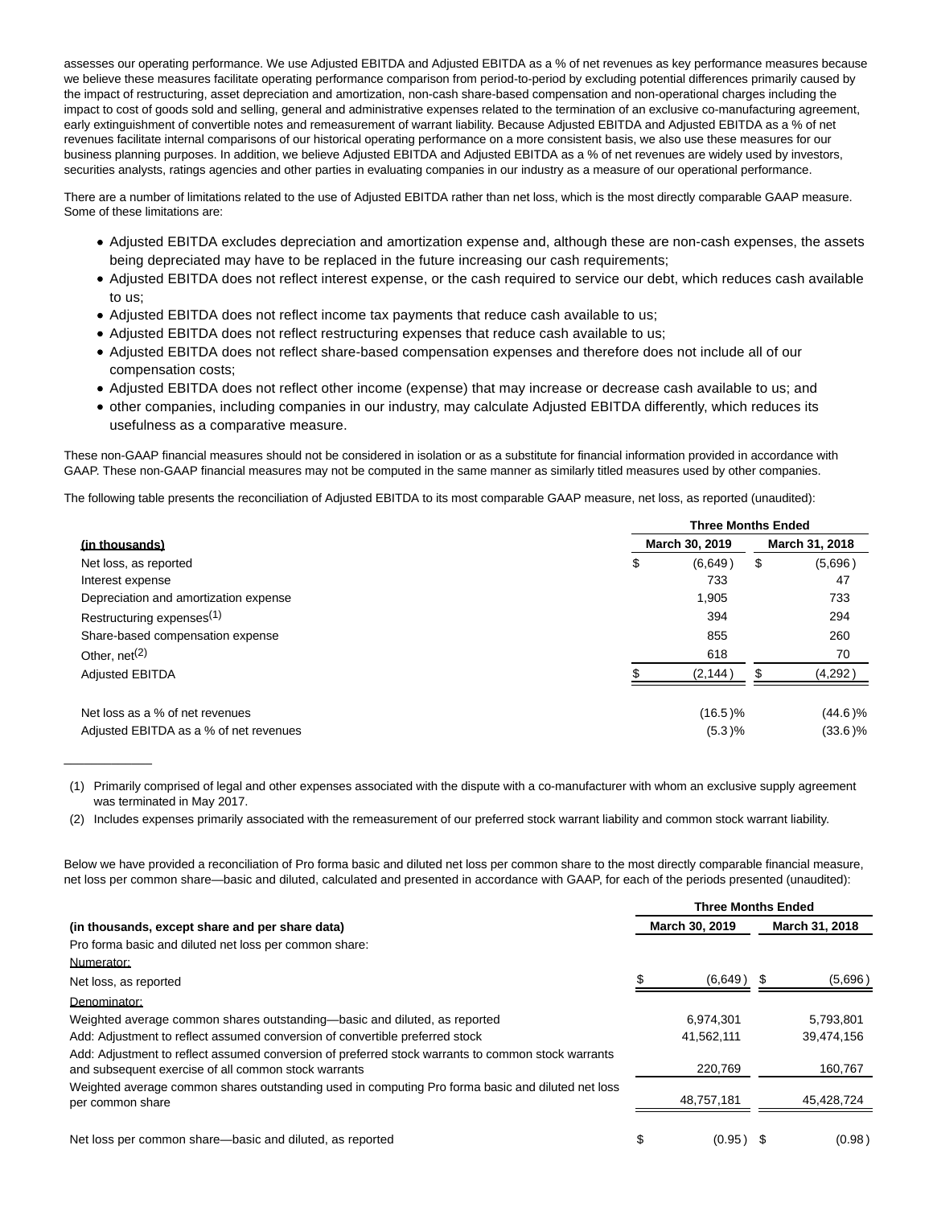assesses our operating performance. We use Adjusted EBITDA and Adjusted EBITDA as a % of net revenues as key performance measures because we believe these measures facilitate operating performance comparison from period-to-period by excluding potential differences primarily caused by the impact of restructuring, asset depreciation and amortization, non-cash share-based compensation and non-operational charges including the impact to cost of goods sold and selling, general and administrative expenses related to the termination of an exclusive co-manufacturing agreement, early extinguishment of convertible notes and remeasurement of warrant liability. Because Adjusted EBITDA and Adjusted EBITDA as a % of net revenues facilitate internal comparisons of our historical operating performance on a more consistent basis, we also use these measures for our business planning purposes. In addition, we believe Adjusted EBITDA and Adjusted EBITDA as a % of net revenues are widely used by investors, securities analysts, ratings agencies and other parties in evaluating companies in our industry as a measure of our operational performance.

There are a number of limitations related to the use of Adjusted EBITDA rather than net loss, which is the most directly comparable GAAP measure. Some of these limitations are:

- Adjusted EBITDA excludes depreciation and amortization expense and, although these are non-cash expenses, the assets being depreciated may have to be replaced in the future increasing our cash requirements;
- Adjusted EBITDA does not reflect interest expense, or the cash required to service our debt, which reduces cash available to us;
- Adjusted EBITDA does not reflect income tax payments that reduce cash available to us;
- Adjusted EBITDA does not reflect restructuring expenses that reduce cash available to us;
- Adjusted EBITDA does not reflect share-based compensation expenses and therefore does not include all of our compensation costs;
- Adjusted EBITDA does not reflect other income (expense) that may increase or decrease cash available to us; and
- other companies, including companies in our industry, may calculate Adjusted EBITDA differently, which reduces its usefulness as a comparative measure.

These non-GAAP financial measures should not be considered in isolation or as a substitute for financial information provided in accordance with GAAP. These non-GAAP financial measures may not be computed in the same manner as similarly titled measures used by other companies.

The following table presents the reconciliation of Adjusted EBITDA to its most comparable GAAP measure, net loss, as reported (unaudited):

| (in thousands) | Three Months Ended March 30, 2019 | Three Months Ended March 31, 2018 |
|---|---|---|
| Net loss, as reported | $ (6,649) | $ (5,696) |
| Interest expense | 733 | 47 |
| Depreciation and amortization expense | 1,905 | 733 |
| Restructuring expenses[(1)] | 394 | 294 |
| Share-based compensation expense | 855 | 260 |
| Other, net[(2)] | 618 | 70 |
| Adjusted EBITDA | $ (2,144) | $ (4,292) |
| | | |
| Net loss as a % of net revenues | (16.5)% | (44.6)% |
| Adjusted EBITDA as a % of net revenues | (5.3)% | (33.6)% |

(1) Primarily comprised of legal and other expenses associated with the dispute with a co-manufacturer with whom an exclusive supply agreement was terminated in May 2017.

(2) Includes expenses primarily associated with the remeasurement of our preferred stock warrant liability and common stock warrant liability.

Below we have provided a reconciliation of Pro forma basic and diluted net loss per common share to the most directly comparable financial measure, net loss per common share—basic and diluted, calculated and presented in accordance with GAAP, for each of the periods presented (unaudited):

| (in thousands, except share and per share data) | Three Months Ended March 30, 2019 | Three Months Ended March 31, 2018 |
|---|---|---|
| Pro forma basic and diluted net loss per common share: | | |
| Numerator: | | |
| Net loss, as reported | $ (6,649) | $ (5,696) |
| Denominator: | | |
| Weighted average common shares outstanding—basic and diluted, as reported | 6,974,301 | 5,793,801 |
| Add: Adjustment to reflect assumed conversion of convertible preferred stock | 41,562,111 | 39,474,156 |
| Add: Adjustment to reflect assumed conversion of preferred stock warrants to common stock warrants and subsequent exercise of all common stock warrants | 220,769 | 160,767 |
| Weighted average common shares outstanding used in computing Pro forma basic and diluted net loss per common share | 48,757,181 | 45,428,724 |
| | | |
| Net loss per common share—basic and diluted, as reported | $ (0.95) | $ (0.98) |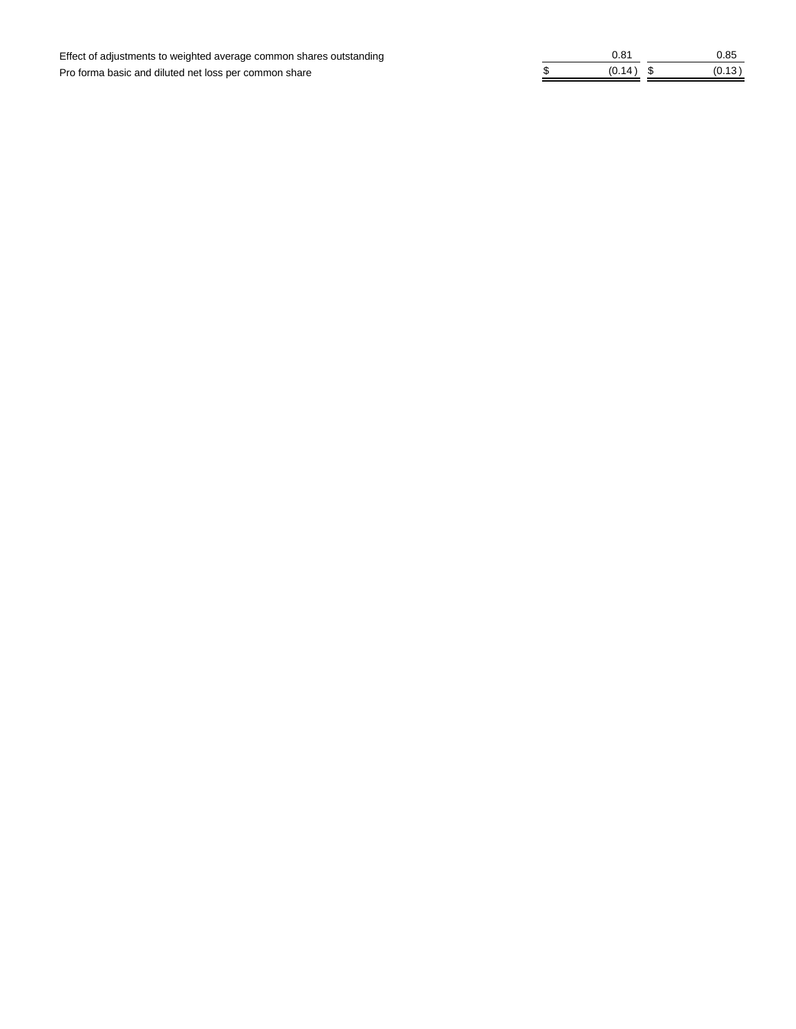| | | |
|---|---|---|
| Effect of adjustments to weighted average common shares outstanding | 0.81 | 0.85 |
| Pro forma basic and diluted net loss per common share | $ (0.14) | $ (0.13) |